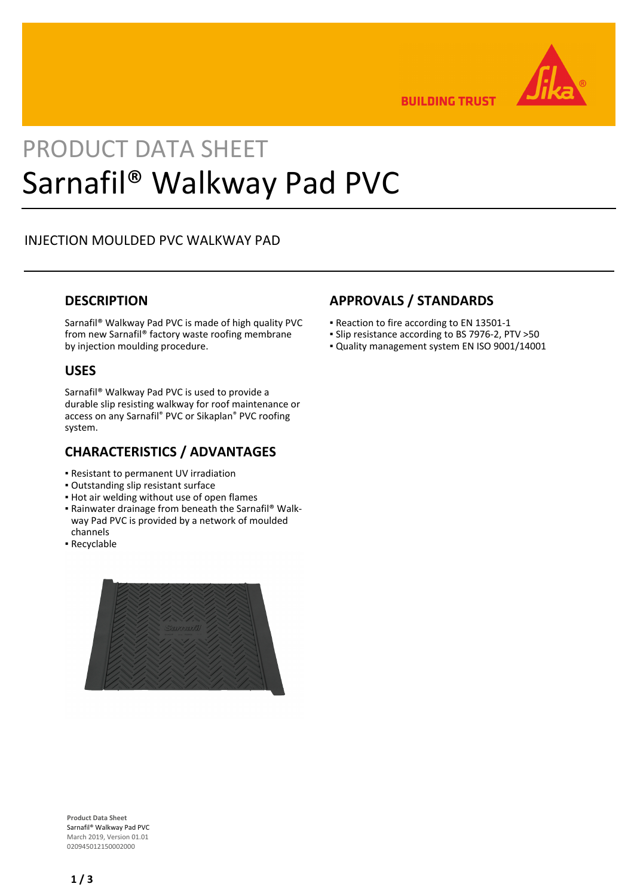PRODUCT DATA SHEET

# Sarnafil® Walkway Pad PVC

INJECTION MOULDED PVC WALKWAY PAD

## DESCRIPTION

Sarnafil® Walkway Pad PVC is made of high quality PVC from new Sarnafil® factory waste roofing membrane by injection moulding procedure.

## USES

Sarnafil® Walkway Pad PVC is used to provide a durable slip resisting walkway for roof maintenance or access on any Sarnafil® PVC or Sikaplan® PVC roofing system.

## CHARACTERISTICS / ADVANTAGES

- Resistant to permanent UV irradiation
- Outstanding slip resistant surface
- Hot air welding without use of open flames
- Rainwater drainage from beneath the Sarnafil® Walkway Pad PVC is provided by a network of moulded channels
- Recyclable

## APPROVALS / STANDARDS

- Reaction to fire according to EN 13501-1
- Slip resistance according to BS 7976-2, PTV >50
- Quality management system EN ISO 9001/14001

**Product Data Sheet**
Sarnafil® Walkway Pad PVC
March 2019, Version 01.01
020945012150002000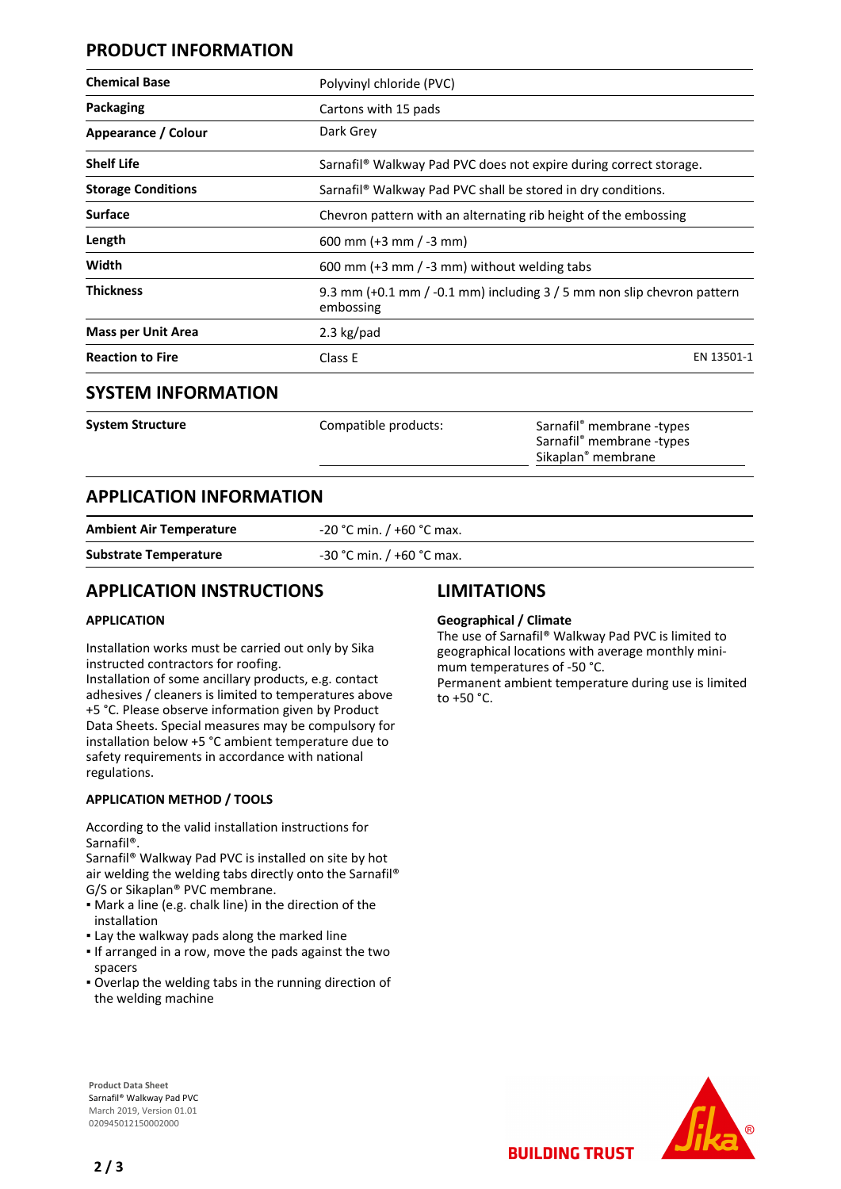## PRODUCT INFORMATION

| | | |
|---|---|---|
| **Chemical Base** | Polyvinyl chloride (PVC) | |
| **Packaging** | Cartons with 15 pads | |
| **Appearance / Colour** | Dark Grey | |
| **Shelf Life** | Sarnafil® Walkway Pad PVC does not expire during correct storage. | |
| **Storage Conditions** | Sarnafil® Walkway Pad PVC shall be stored in dry conditions. | |
| **Surface** | Chevron pattern with an alternating rib height of the embossing | |
| **Length** | 600 mm (+3 mm / -3 mm) | |
| **Width** | 600 mm (+3 mm / -3 mm) without welding tabs | |
| **Thickness** | 9.3 mm (+0.1 mm / -0.1 mm) including 3 / 5 mm non slip chevron pattern embossing | |
| **Mass per Unit Area** | 2.3 kg/pad | |
| **Reaction to Fire** | Class E | EN 13501-1 |

## SYSTEM INFORMATION

| | | |
|---|---|---|
| **System Structure** | Compatible products: | Sarnafil® membrane -types<br>Sarnafil® membrane -types<br>Sikaplan® membrane |

## APPLICATION INFORMATION

| | |
|---|---|
| **Ambient Air Temperature** | -20 °C min. / +60 °C max. |
| **Substrate Temperature** | -30 °C min. / +60 °C max. |

## APPLICATION INSTRUCTIONS

### APPLICATION

Installation works must be carried out only by Sika instructed contractors for roofing.
Installation of some ancillary products, e.g. contact adhesives / cleaners is limited to temperatures above +5 °C. Please observe information given by Product Data Sheets. Special measures may be compulsory for installation below +5 °C ambient temperature due to safety requirements in accordance with national regulations.

### APPLICATION METHOD / TOOLS

According to the valid installation instructions for Sarnafil®.
Sarnafil® Walkway Pad PVC is installed on site by hot air welding the welding tabs directly onto the Sarnafil® G/S or Sikaplan® PVC membrane.

- Mark a line (e.g. chalk line) in the direction of the installation
- Lay the walkway pads along the marked line
- If arranged in a row, move the pads against the two spacers
- Overlap the welding tabs in the running direction of the welding machine

## LIMITATIONS

### Geographical / Climate

The use of Sarnafil® Walkway Pad PVC is limited to geographical locations with average monthly minimum temperatures of -50 °C.
Permanent ambient temperature during use is limited to +50 °C.

**Product Data Sheet**
Sarnafil® Walkway Pad PVC
March 2019, Version 01.01
020945012150002000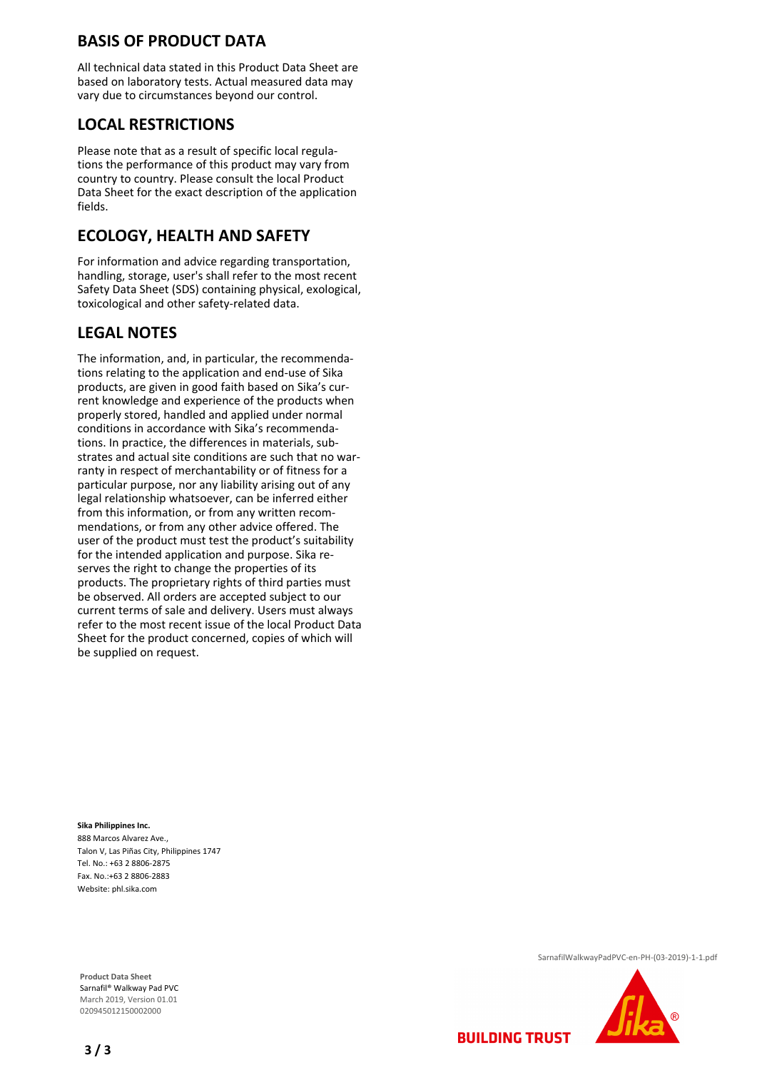## BASIS OF PRODUCT DATA

All technical data stated in this Product Data Sheet are based on laboratory tests. Actual measured data may vary due to circumstances beyond our control.

## LOCAL RESTRICTIONS

Please note that as a result of specific local regulations the performance of this product may vary from country to country. Please consult the local Product Data Sheet for the exact description of the application fields.

## ECOLOGY, HEALTH AND SAFETY

For information and advice regarding transportation, handling, storage, user's shall refer to the most recent Safety Data Sheet (SDS) containing physical, ecological, toxicological and other safety-related data.

## LEGAL NOTES

The information, and, in particular, the recommendations relating to the application and end-use of Sika products, are given in good faith based on Sika's current knowledge and experience of the products when properly stored, handled and applied under normal conditions in accordance with Sika's recommendations. In practice, the differences in materials, substrates and actual site conditions are such that no warranty in respect of merchantability or of fitness for a particular purpose, nor any liability arising out of any legal relationship whatsoever, can be inferred either from this information, or from any written recommendations, or from any other advice offered. The user of the product must test the product's suitability for the intended application and purpose. Sika reserves the right to change the properties of its products. The proprietary rights of third parties must be observed. All orders are accepted subject to our current terms of sale and delivery. Users must always refer to the most recent issue of the local Product Data Sheet for the product concerned, copies of which will be supplied on request.

**Sika Philippines Inc.**
888 Marcos Alvarez Ave.,
Talon V, Las Piñas City, Philippines 1747
Tel. No.: +63 2 8806-2875
Fax. No.:+63 2 8806-2883
Website: phl.sika.com

SarnafilWalkwayPadPVC-en-PH-(03-2019)-1-1.pdf

**Product Data Sheet**
Sarnafil® Walkway Pad PVC
March 2019, Version 01.01
020945012150002000

**BUILDING TRUST**